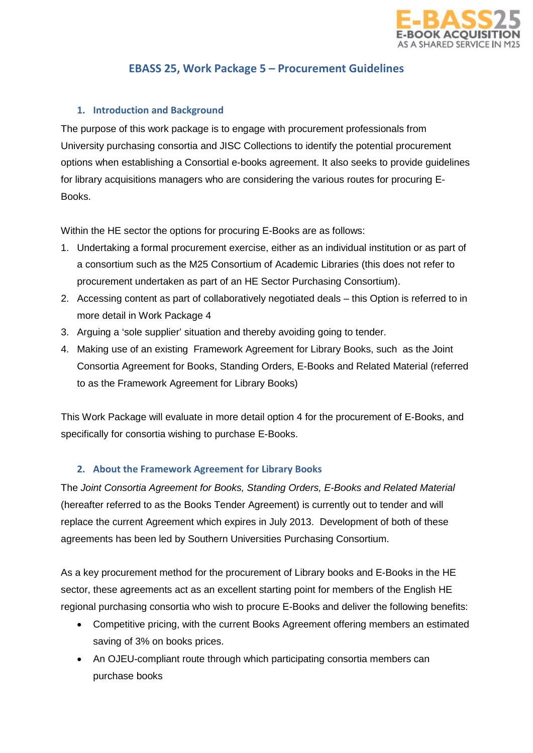# EBASS 25, Work Package 5 – Procurement Guidelines

## 1. Introduction and Background

The purpose of this work package is to engage with procurement professionals from University purchasing consortia and JISC Collections to identify the potential procurement options when establishing a Consortial e-books agreement. It also seeks to provide guidelines for library acquisitions managers who are considering the various routes for procuring E-Books.

Within the HE sector the options for procuring E-Books are as follows:

1. Undertaking a formal procurement exercise, either as an individual institution or as part of a consortium such as the M25 Consortium of Academic Libraries (this does not refer to procurement undertaken as part of an HE Sector Purchasing Consortium).
2. Accessing content as part of collaboratively negotiated deals – this Option is referred to in more detail in Work Package 4
3. Arguing a 'sole supplier' situation and thereby avoiding going to tender.
4. Making use of an existing Framework Agreement for Library Books, such as the Joint Consortia Agreement for Books, Standing Orders, E-Books and Related Material (referred to as the Framework Agreement for Library Books)

This Work Package will evaluate in more detail option 4 for the procurement of E-Books, and specifically for consortia wishing to purchase E-Books.

## 2. About the Framework Agreement for Library Books

The *Joint Consortia Agreement for Books, Standing Orders, E-Books and Related Material* (hereafter referred to as the Books Tender Agreement) is currently out to tender and will replace the current Agreement which expires in July 2013. Development of both of these agreements has been led by Southern Universities Purchasing Consortium.

As a key procurement method for the procurement of Library books and E-Books in the HE sector, these agreements act as an excellent starting point for members of the English HE regional purchasing consortia who wish to procure E-Books and deliver the following benefits:

- Competitive pricing, with the current Books Agreement offering members an estimated saving of 3% on books prices.
- An OJEU-compliant route through which participating consortia members can purchase books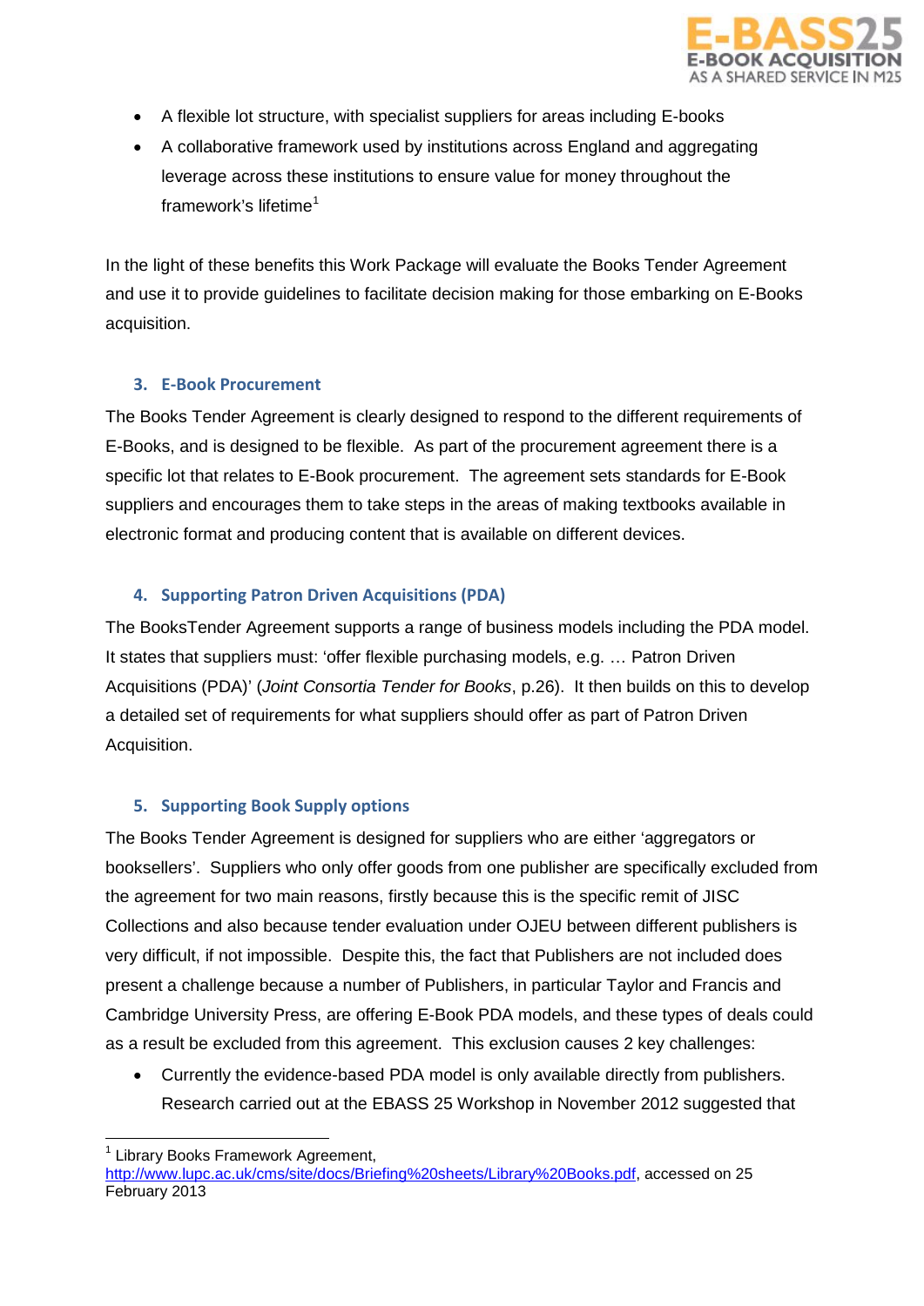- A flexible lot structure, with specialist suppliers for areas including E-books
- A collaborative framework used by institutions across England and aggregating leverage across these institutions to ensure value for money throughout the framework's lifetime[1]

In the light of these benefits this Work Package will evaluate the Books Tender Agreement and use it to provide guidelines to facilitate decision making for those embarking on E-Books acquisition.

### 3. E-Book Procurement

The Books Tender Agreement is clearly designed to respond to the different requirements of E-Books, and is designed to be flexible. As part of the procurement agreement there is a specific lot that relates to E-Book procurement. The agreement sets standards for E-Book suppliers and encourages them to take steps in the areas of making textbooks available in electronic format and producing content that is available on different devices.

### 4. Supporting Patron Driven Acquisitions (PDA)

The BooksTender Agreement supports a range of business models including the PDA model. It states that suppliers must: 'offer flexible purchasing models, e.g. … Patron Driven Acquisitions (PDA)' (*Joint Consortia Tender for Books*, p.26). It then builds on this to develop a detailed set of requirements for what suppliers should offer as part of Patron Driven Acquisition.

### 5. Supporting Book Supply options

The Books Tender Agreement is designed for suppliers who are either 'aggregators or booksellers'. Suppliers who only offer goods from one publisher are specifically excluded from the agreement for two main reasons, firstly because this is the specific remit of JISC Collections and also because tender evaluation under OJEU between different publishers is very difficult, if not impossible. Despite this, the fact that Publishers are not included does present a challenge because a number of Publishers, in particular Taylor and Francis and Cambridge University Press, are offering E-Book PDA models, and these types of deals could as a result be excluded from this agreement. This exclusion causes 2 key challenges:

- Currently the evidence-based PDA model is only available directly from publishers. Research carried out at the EBASS 25 Workshop in November 2012 suggested that

---

[1] Library Books Framework Agreement, http://www.lupc.ac.uk/cms/site/docs/Briefing%20sheets/Library%20Books.pdf, accessed on 25 February 2013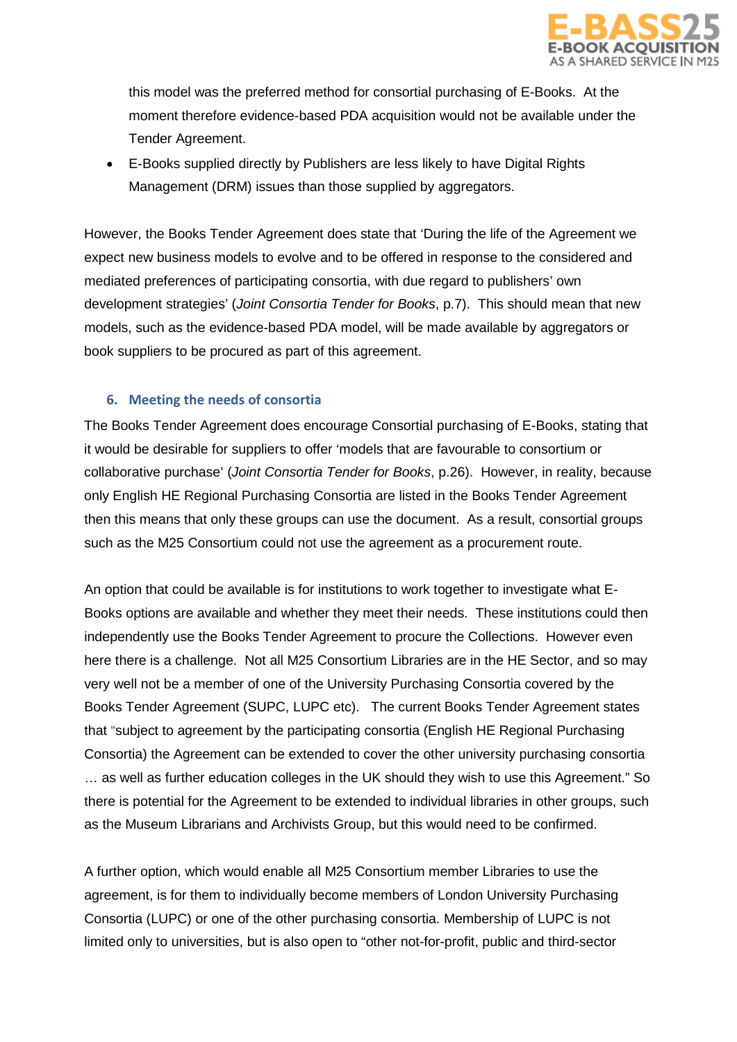this model was the preferred method for consortial purchasing of E-Books. At the moment therefore evidence-based PDA acquisition would not be available under the Tender Agreement.

- E-Books supplied directly by Publishers are less likely to have Digital Rights Management (DRM) issues than those supplied by aggregators.

However, the Books Tender Agreement does state that 'During the life of the Agreement we expect new business models to evolve and to be offered in response to the considered and mediated preferences of participating consortia, with due regard to publishers' own development strategies' (*Joint Consortia Tender for Books*, p.7). This should mean that new models, such as the evidence-based PDA model, will be made available by aggregators or book suppliers to be procured as part of this agreement.

## 6. Meeting the needs of consortia

The Books Tender Agreement does encourage Consortial purchasing of E-Books, stating that it would be desirable for suppliers to offer 'models that are favourable to consortium or collaborative purchase' (*Joint Consortia Tender for Books*, p.26). However, in reality, because only English HE Regional Purchasing Consortia are listed in the Books Tender Agreement then this means that only these groups can use the document. As a result, consortial groups such as the M25 Consortium could not use the agreement as a procurement route.

An option that could be available is for institutions to work together to investigate what E-Books options are available and whether they meet their needs. These institutions could then independently use the Books Tender Agreement to procure the Collections. However even here there is a challenge. Not all M25 Consortium Libraries are in the HE Sector, and so may very well not be a member of one of the University Purchasing Consortia covered by the Books Tender Agreement (SUPC, LUPC etc). The current Books Tender Agreement states that "subject to agreement by the participating consortia (English HE Regional Purchasing Consortia) the Agreement can be extended to cover the other university purchasing consortia … as well as further education colleges in the UK should they wish to use this Agreement." So there is potential for the Agreement to be extended to individual libraries in other groups, such as the Museum Librarians and Archivists Group, but this would need to be confirmed.

A further option, which would enable all M25 Consortium member Libraries to use the agreement, is for them to individually become members of London University Purchasing Consortia (LUPC) or one of the other purchasing consortia. Membership of LUPC is not limited only to universities, but is also open to "other not-for-profit, public and third-sector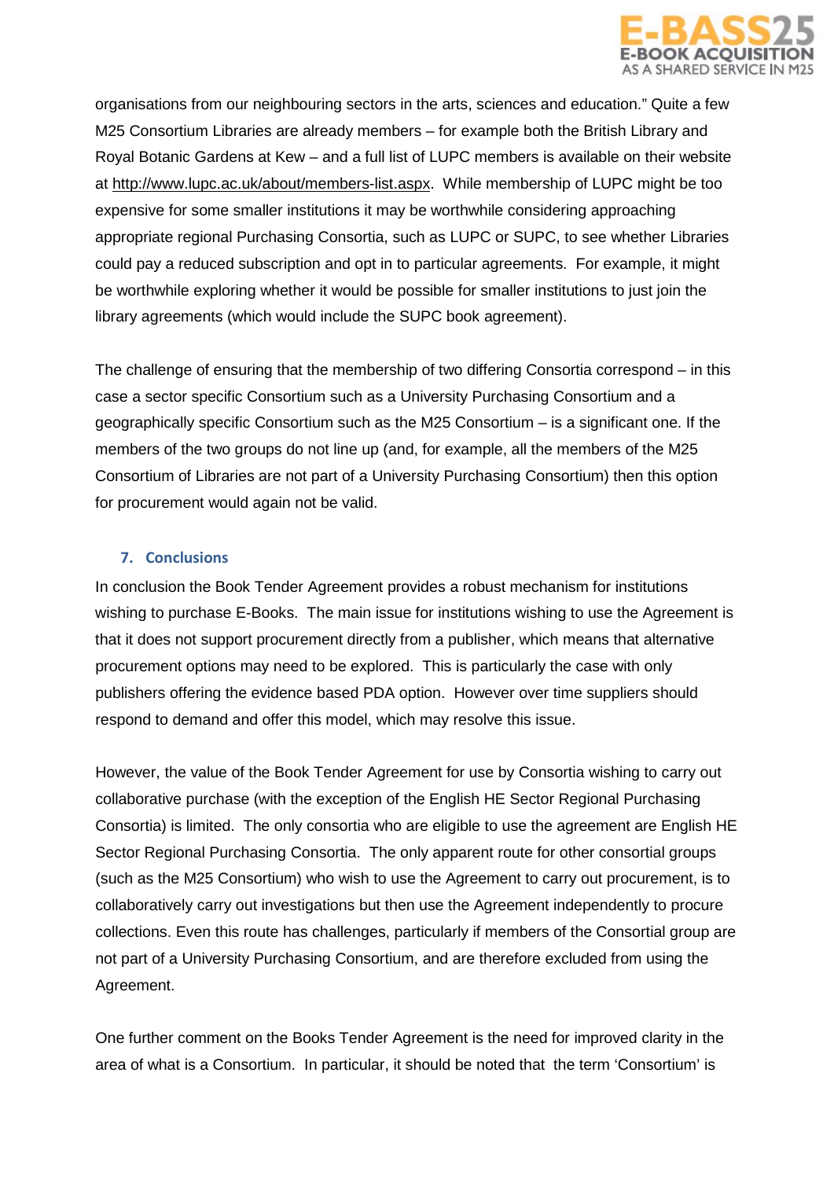organisations from our neighbouring sectors in the arts, sciences and education." Quite a few M25 Consortium Libraries are already members – for example both the British Library and Royal Botanic Gardens at Kew – and a full list of LUPC members is available on their website at http://www.lupc.ac.uk/about/members-list.aspx. While membership of LUPC might be too expensive for some smaller institutions it may be worthwhile considering approaching appropriate regional Purchasing Consortia, such as LUPC or SUPC, to see whether Libraries could pay a reduced subscription and opt in to particular agreements. For example, it might be worthwhile exploring whether it would be possible for smaller institutions to just join the library agreements (which would include the SUPC book agreement).

The challenge of ensuring that the membership of two differing Consortia correspond – in this case a sector specific Consortium such as a University Purchasing Consortium and a geographically specific Consortium such as the M25 Consortium – is a significant one. If the members of the two groups do not line up (and, for example, all the members of the M25 Consortium of Libraries are not part of a University Purchasing Consortium) then this option for procurement would again not be valid.

## 7. Conclusions

In conclusion the Book Tender Agreement provides a robust mechanism for institutions wishing to purchase E-Books. The main issue for institutions wishing to use the Agreement is that it does not support procurement directly from a publisher, which means that alternative procurement options may need to be explored. This is particularly the case with only publishers offering the evidence based PDA option. However over time suppliers should respond to demand and offer this model, which may resolve this issue.

However, the value of the Book Tender Agreement for use by Consortia wishing to carry out collaborative purchase (with the exception of the English HE Sector Regional Purchasing Consortia) is limited. The only consortia who are eligible to use the agreement are English HE Sector Regional Purchasing Consortia. The only apparent route for other consortial groups (such as the M25 Consortium) who wish to use the Agreement to carry out procurement, is to collaboratively carry out investigations but then use the Agreement independently to procure collections. Even this route has challenges, particularly if members of the Consortial group are not part of a University Purchasing Consortium, and are therefore excluded from using the Agreement.

One further comment on the Books Tender Agreement is the need for improved clarity in the area of what is a Consortium. In particular, it should be noted that the term 'Consortium' is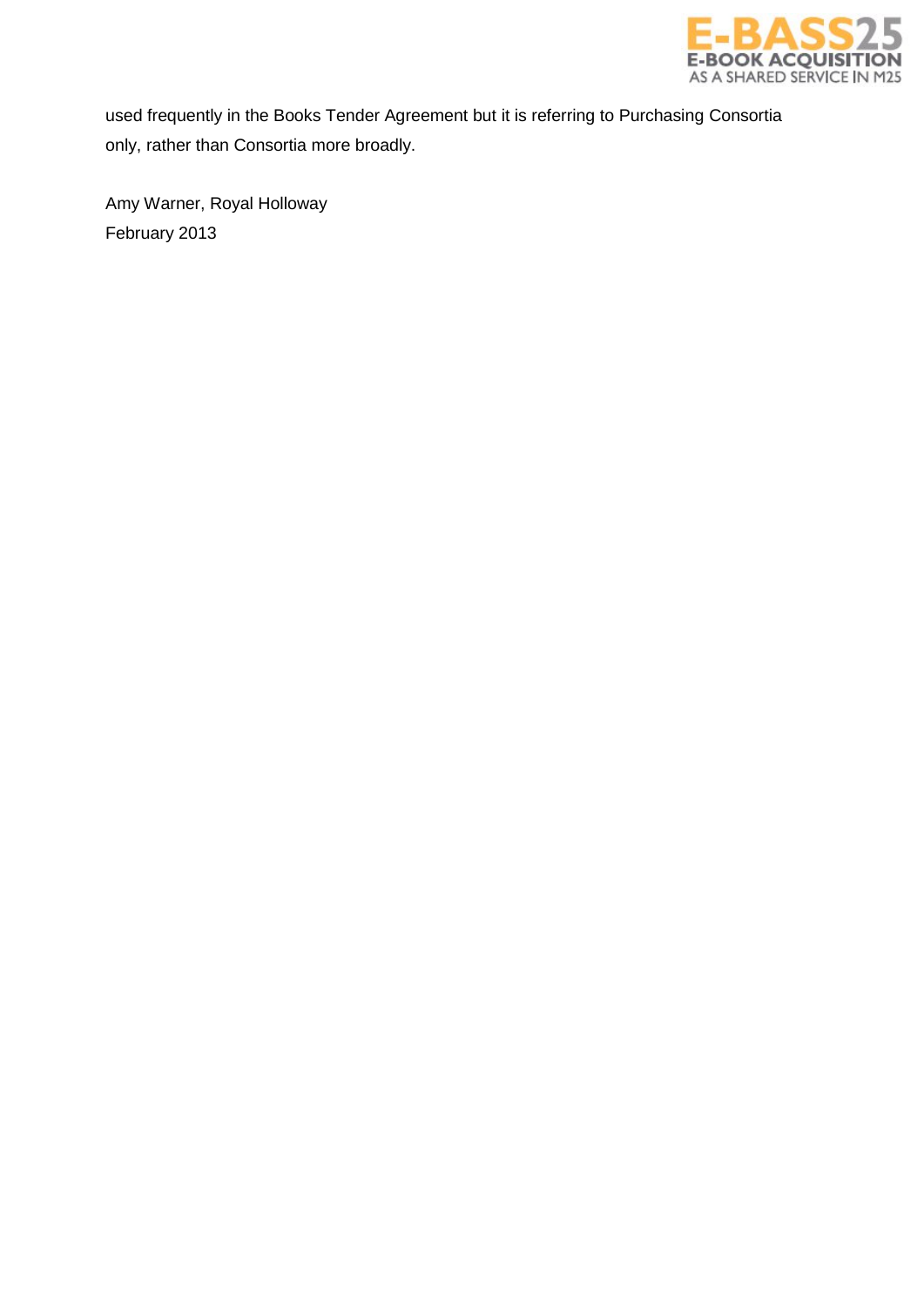used frequently in the Books Tender Agreement but it is referring to Purchasing Consortia only, rather than Consortia more broadly.

Amy Warner, Royal Holloway
February 2013